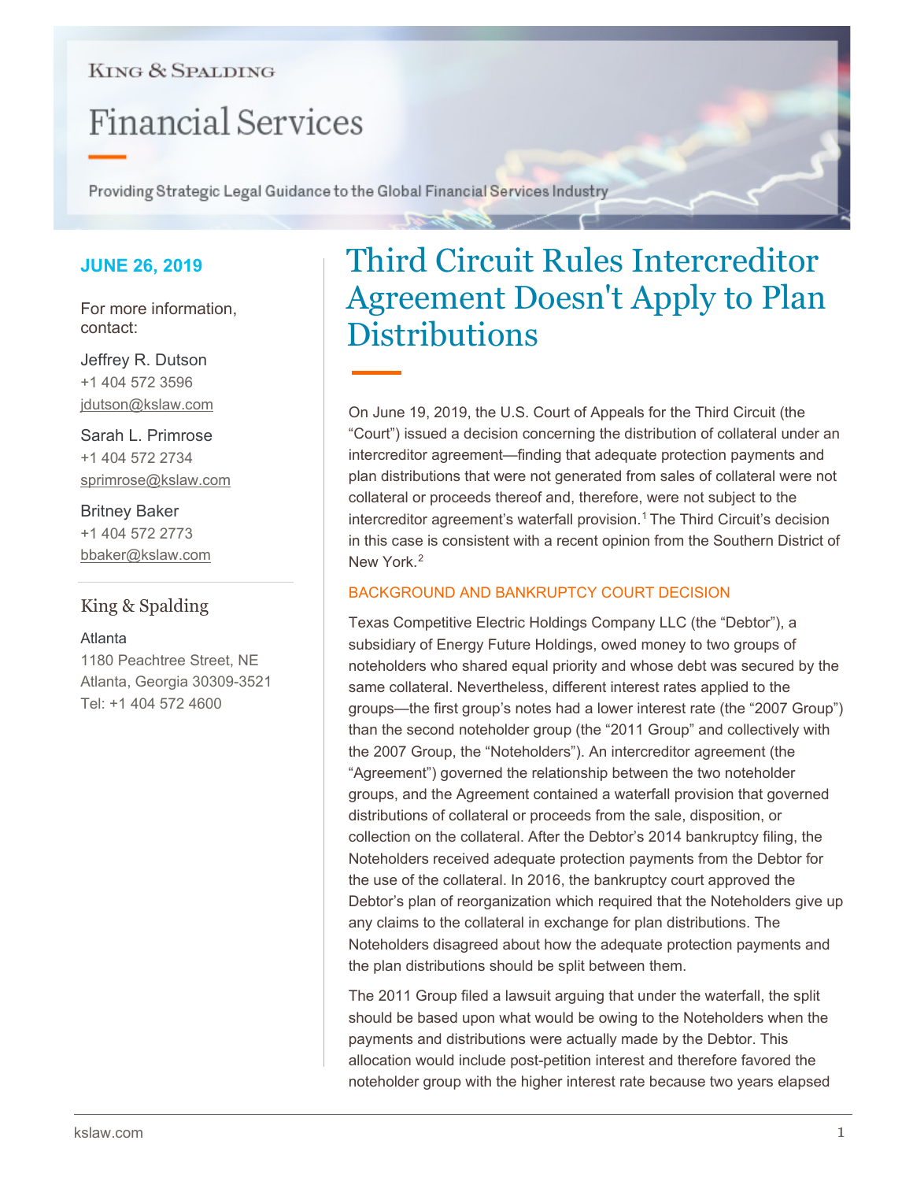King & Spalding

# Financial Services

Providing Strategic Legal Guidance to the Global Financial Services Industry

**JUNE 26, 2019**

For more information, contact:

Jeffrey R. Dutson
+1 404 572 3596
jdutson@kslaw.com

Sarah L. Primrose
+1 404 572 2734
sprimrose@kslaw.com

Britney Baker
+1 404 572 2773
bbaker@kslaw.com

King & Spalding

Atlanta
1180 Peachtree Street, NE
Atlanta, Georgia 30309-3521
Tel: +1 404 572 4600

## Third Circuit Rules Intercreditor Agreement Doesn't Apply to Plan Distributions

On June 19, 2019, the U.S. Court of Appeals for the Third Circuit (the "Court") issued a decision concerning the distribution of collateral under an intercreditor agreement—finding that adequate protection payments and plan distributions that were not generated from sales of collateral were not collateral or proceeds thereof and, therefore, were not subject to the intercreditor agreement's waterfall provision.[1] The Third Circuit's decision in this case is consistent with a recent opinion from the Southern District of New York.[2]

### BACKGROUND AND BANKRUPTCY COURT DECISION

Texas Competitive Electric Holdings Company LLC (the "Debtor"), a subsidiary of Energy Future Holdings, owed money to two groups of noteholders who shared equal priority and whose debt was secured by the same collateral. Nevertheless, different interest rates applied to the groups—the first group's notes had a lower interest rate (the "2007 Group") than the second noteholder group (the "2011 Group" and collectively with the 2007 Group, the "Noteholders"). An intercreditor agreement (the "Agreement") governed the relationship between the two noteholder groups, and the Agreement contained a waterfall provision that governed distributions of collateral or proceeds from the sale, disposition, or collection on the collateral. After the Debtor's 2014 bankruptcy filing, the Noteholders received adequate protection payments from the Debtor for the use of the collateral. In 2016, the bankruptcy court approved the Debtor's plan of reorganization which required that the Noteholders give up any claims to the collateral in exchange for plan distributions. The Noteholders disagreed about how the adequate protection payments and the plan distributions should be split between them.

The 2011 Group filed a lawsuit arguing that under the waterfall, the split should be based upon what would be owing to the Noteholders when the payments and distributions were actually made by the Debtor. This allocation would include post-petition interest and therefore favored the noteholder group with the higher interest rate because two years elapsed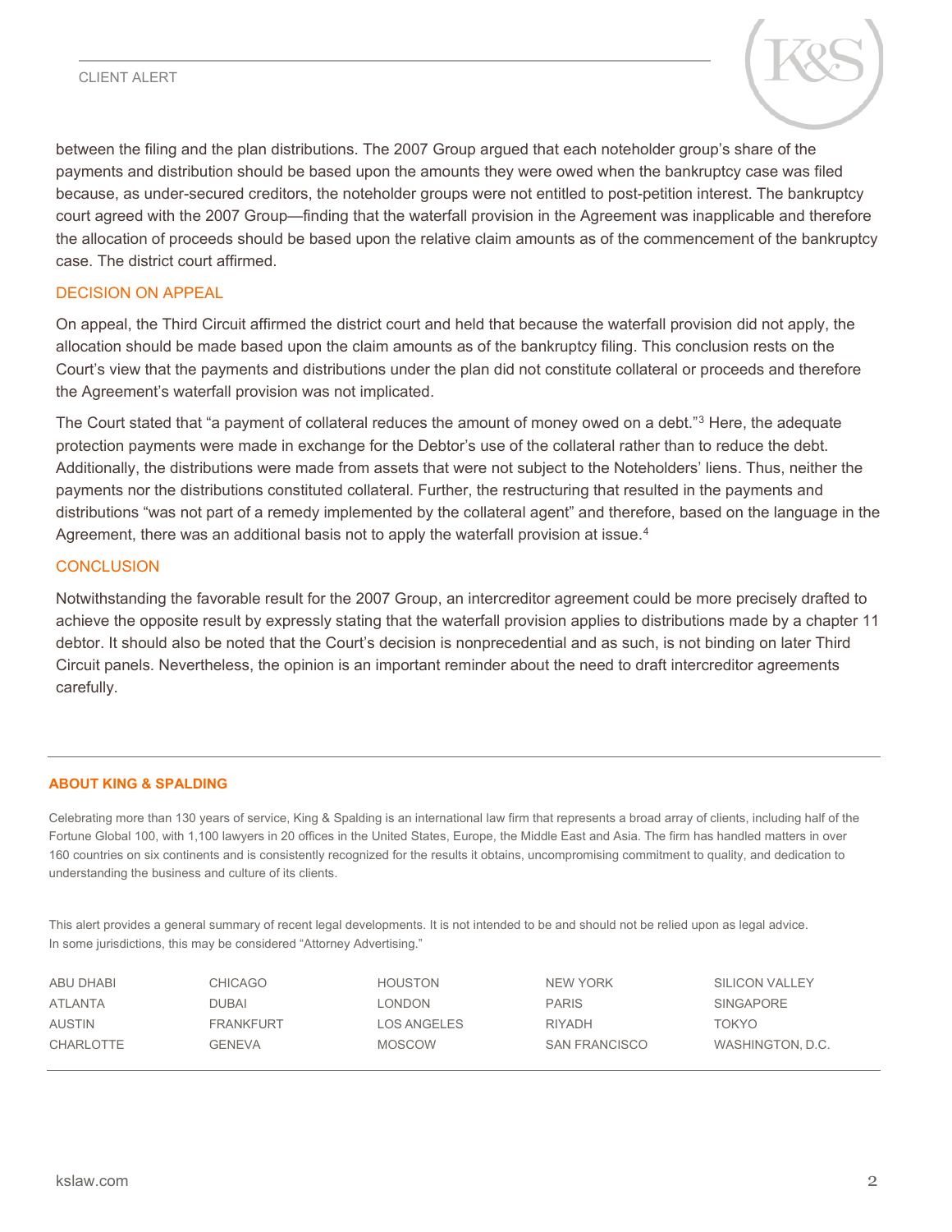between the filing and the plan distributions. The 2007 Group argued that each noteholder group's share of the payments and distribution should be based upon the amounts they were owed when the bankruptcy case was filed because, as under-secured creditors, the noteholder groups were not entitled to post-petition interest. The bankruptcy court agreed with the 2007 Group—finding that the waterfall provision in the Agreement was inapplicable and therefore the allocation of proceeds should be based upon the relative claim amounts as of the commencement of the bankruptcy case. The district court affirmed.

## DECISION ON APPEAL

On appeal, the Third Circuit affirmed the district court and held that because the waterfall provision did not apply, the allocation should be made based upon the claim amounts as of the bankruptcy filing. This conclusion rests on the Court's view that the payments and distributions under the plan did not constitute collateral or proceeds and therefore the Agreement's waterfall provision was not implicated.

The Court stated that "a payment of collateral reduces the amount of money owed on a debt."[3] Here, the adequate protection payments were made in exchange for the Debtor's use of the collateral rather than to reduce the debt. Additionally, the distributions were made from assets that were not subject to the Noteholders' liens. Thus, neither the payments nor the distributions constituted collateral. Further, the restructuring that resulted in the payments and distributions "was not part of a remedy implemented by the collateral agent" and therefore, based on the language in the Agreement, there was an additional basis not to apply the waterfall provision at issue.[4]

## CONCLUSION

Notwithstanding the favorable result for the 2007 Group, an intercreditor agreement could be more precisely drafted to achieve the opposite result by expressly stating that the waterfall provision applies to distributions made by a chapter 11 debtor. It should also be noted that the Court's decision is nonprecedential and as such, is not binding on later Third Circuit panels. Nevertheless, the opinion is an important reminder about the need to draft intercreditor agreements carefully.

---

**ABOUT KING & SPALDING**

Celebrating more than 130 years of service, King & Spalding is an international law firm that represents a broad array of clients, including half of the Fortune Global 100, with 1,100 lawyers in 20 offices in the United States, Europe, the Middle East and Asia. The firm has handled matters in over 160 countries on six continents and is consistently recognized for the results it obtains, uncompromising commitment to quality, and dedication to understanding the business and culture of its clients.

This alert provides a general summary of recent legal developments. It is not intended to be and should not be relied upon as legal advice. In some jurisdictions, this may be considered "Attorney Advertising."

| | | | | |
|---|---|---|---|---|
| ABU DHABI | CHICAGO | HOUSTON | NEW YORK | SILICON VALLEY |
| ATLANTA | DUBAI | LONDON | PARIS | SINGAPORE |
| AUSTIN | FRANKFURT | LOS ANGELES | RIYADH | TOKYO |
| CHARLOTTE | GENEVA | MOSCOW | SAN FRANCISCO | WASHINGTON, D.C. |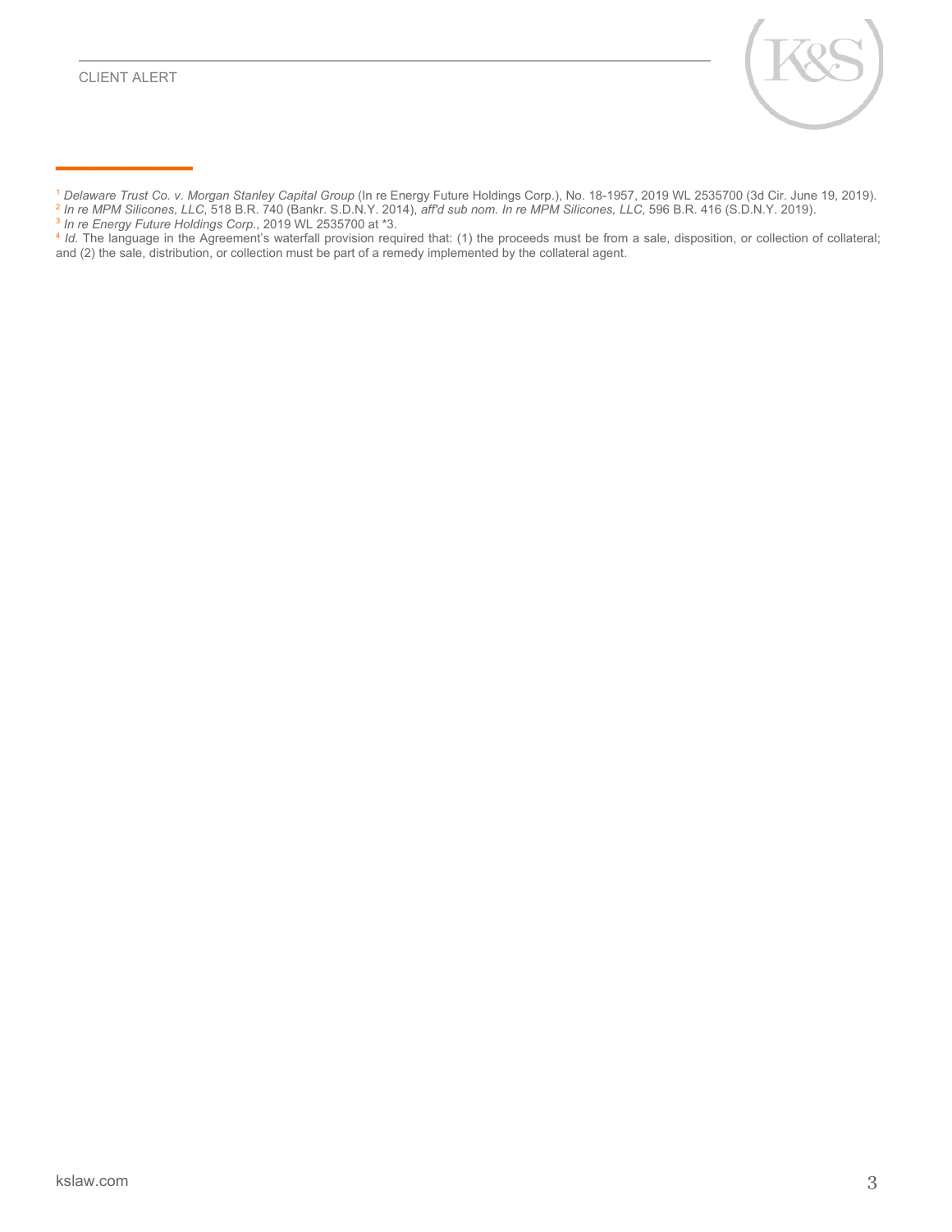[1] *Delaware Trust Co. v. Morgan Stanley Capital Group* (In re Energy Future Holdings Corp.), No. 18-1957, 2019 WL 2535700 (3d Cir. June 19, 2019).

[2] *In re MPM Silicones, LLC*, 518 B.R. 740 (Bankr. S.D.N.Y. 2014), *aff'd sub nom. In re MPM Silicones, LLC*, 596 B.R. 416 (S.D.N.Y. 2019).

[3] *In re Energy Future Holdings Corp.*, 2019 WL 2535700 at *3.

[4] *Id.* The language in the Agreement's waterfall provision required that: (1) the proceeds must be from a sale, disposition, or collection of collateral; and (2) the sale, distribution, or collection must be part of a remedy implemented by the collateral agent.